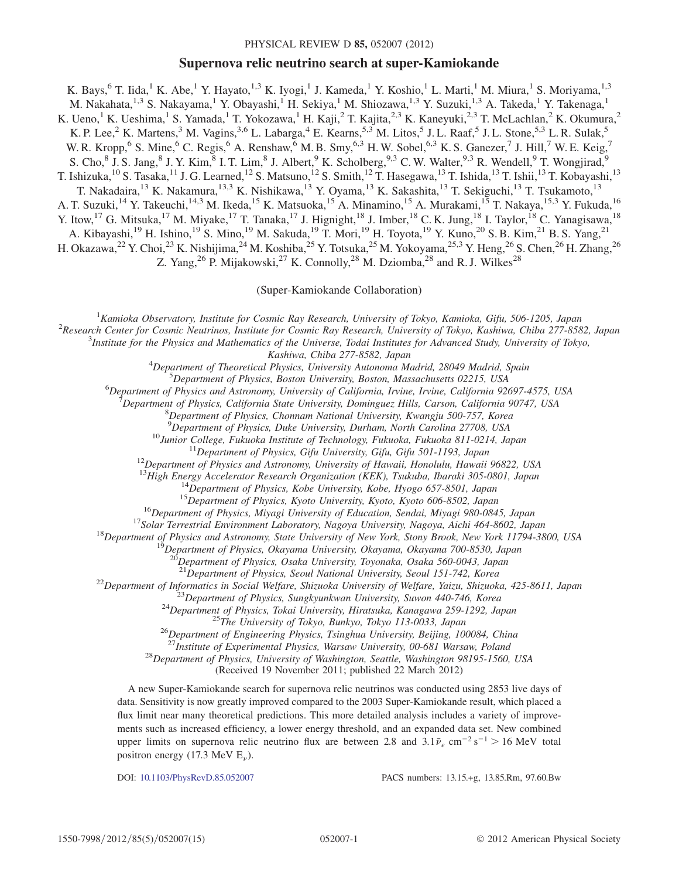# Supernova relic neutrino search at super-Kamiokande

K. Bays,[6] T. Iida,[1] K. Abe,[1] Y. Hayato,[1,3] K. Iyogi,[1] J. Kameda,[1] Y. Koshio,[1] L. Marti,[1] M. Miura,[1] S. Moriyama,[1,3] M. Nakahata,[1,3] S. Nakayama,[1] Y. Obayashi,[1] H. Sekiya,[1] M. Shiozawa,[1,3] Y. Suzuki,[1,3] A. Takeda,[1] Y. Takenaga,[1] K. Ueno,[1] K. Ueshima,[1] S. Yamada,[1] T. Yokozawa,[1] H. Kaji,[2] T. Kajita,[2,3] K. Kaneyuki,[2,3] T. McLachlan,[2] K. Okumura,[2] K. P. Lee,[2] K. Martens,[3] M. Vagins,[3,6] L. Labarga,[4] E. Kearns,[5,3] M. Litos,[5] J. L. Raaf,[5] J. L. Stone,[5,3] L. R. Sulak,[5] W. R. Kropp,[6] S. Mine,[6] C. Regis,[6] A. Renshaw,[6] M. B. Smy,[6,3] H. W. Sobel,[6,3] K. S. Ganezer,[7] J. Hill,[7] W. E. Keig,[7] S. Cho,[8] J. S. Jang,[8] J. Y. Kim,[8] I. T. Lim,[8] J. Albert,[9] K. Scholberg,[9,3] C. W. Walter,[9,3] R. Wendell,[9] T. Wongjirad,[9] T. Ishizuka,[10] S. Tasaka,[11] J. G. Learned,[12] S. Matsuno,[12] S. Smith,[12] T. Hasegawa,[13] T. Ishida,[13] T. Ishii,[13] T. Kobayashi,[13] T. Nakadaira,[13] K. Nakamura,[13,3] K. Nishikawa,[13] Y. Oyama,[13] K. Sakashita,[13] T. Sekiguchi,[13] T. Tsukamoto,[13] A. T. Suzuki,[14] Y. Takeuchi,[14,3] M. Ikeda,[15] K. Matsuoka,[15] A. Minamino,[15] A. Murakami,[15] T. Nakaya,[15,3] Y. Fukuda,[16] Y. Itow,[17] G. Mitsuka,[17] M. Miyake,[17] T. Tanaka,[17] J. Hignight,[18] J. Imber,[18] C. K. Jung,[18] I. Taylor,[18] C. Yanagisawa,[18] A. Kibayashi,[19] H. Ishino,[19] S. Mino,[19] M. Sakuda,[19] T. Mori,[19] H. Toyota,[19] Y. Kuno,[20] S. B. Kim,[21] B. S. Yang,[21] H. Okazawa,[22] Y. Choi,[23] K. Nishijima,[24] M. Koshiba,[25] Y. Totsuka,[25] M. Yokoyama,[25,3] Y. Heng,[26] S. Chen,[26] H. Zhang,[26] Z. Yang,[26] P. Mijakowski,[27] K. Connolly,[28] M. Dziomba,[28] and R. J. Wilkes[28]

(Super-Kamiokande Collaboration)

[1] *Kamioka Observatory, Institute for Cosmic Ray Research, University of Tokyo, Kamioka, Gifu, 506-1205, Japan*
[2] *Research Center for Cosmic Neutrinos, Institute for Cosmic Ray Research, University of Tokyo, Kashiwa, Chiba 277-8582, Japan*
[3] *Institute for the Physics and Mathematics of the Universe, Todai Institutes for Advanced Study, University of Tokyo, Kashiwa, Chiba 277-8582, Japan*
[4] *Department of Theoretical Physics, University Autonoma Madrid, 28049 Madrid, Spain*
[5] *Department of Physics, Boston University, Boston, Massachusetts 02215, USA*
[6] *Department of Physics and Astronomy, University of California, Irvine, Irvine, California 92697-4575, USA*
[7] *Department of Physics, California State University, Dominguez Hills, Carson, California 90747, USA*
[8] *Department of Physics, Chonnam National University, Kwangju 500-757, Korea*
[9] *Department of Physics, Duke University, Durham, North Carolina 27708, USA*
[10] *Junior College, Fukuoka Institute of Technology, Fukuoka, Fukuoka 811-0214, Japan*
[11] *Department of Physics, Gifu University, Gifu, Gifu 501-1193, Japan*
[12] *Department of Physics and Astronomy, University of Hawaii, Honolulu, Hawaii 96822, USA*
[13] *High Energy Accelerator Research Organization (KEK), Tsukuba, Ibaraki 305-0801, Japan*
[14] *Department of Physics, Kobe University, Kobe, Hyogo 657-8501, Japan*
[15] *Department of Physics, Kyoto University, Kyoto, Kyoto 606-8502, Japan*
[16] *Department of Physics, Miyagi University of Education, Sendai, Miyagi 980-0845, Japan*
[17] *Solar Terrestrial Environment Laboratory, Nagoya University, Nagoya, Aichi 464-8602, Japan*
[18] *Department of Physics and Astronomy, State University of New York, Stony Brook, New York 11794-3800, USA*
[19] *Department of Physics, Okayama University, Okayama, Okayama 700-8530, Japan*
[20] *Department of Physics, Osaka University, Toyonaka, Osaka 560-0043, Japan*
[21] *Department of Physics, Seoul National University, Seoul 151-742, Korea*
[22] *Department of Informatics in Social Welfare, Shizuoka University of Welfare, Yaizu, Shizuoka, 425-8611, Japan*
[23] *Department of Physics, Sungkyunkwan University, Suwon 440-746, Korea*
[24] *Department of Physics, Tokai University, Hiratsuka, Kanagawa 259-1292, Japan*
[25] *The University of Tokyo, Bunkyo, Tokyo 113-0033, Japan*
[26] *Department of Engineering Physics, Tsinghua University, Beijing, 100084, China*
[27] *Institute of Experimental Physics, Warsaw University, 00-681 Warsaw, Poland*
[28] *Department of Physics, University of Washington, Seattle, Washington 98195-1560, USA*

(Received 19 November 2011; published 22 March 2012)

A new Super-Kamiokande search for supernova relic neutrinos was conducted using 2853 live days of data. Sensitivity is now greatly improved compared to the 2003 Super-Kamiokande result, which placed a flux limit near many theoretical predictions. This more detailed analysis includes a variety of improvements such as increased efficiency, a lower energy threshold, and an expanded data set. New combined upper limits on supernova relic neutrino flux are between 2.8 and $3.1 \bar{\nu}_e$ $\mathrm{cm}^{-2}\,\mathrm{s}^{-1} > 16$ MeV total positron energy (17.3 MeV $E_\nu$).

DOI: 10.1103/PhysRevD.85.052007 PACS numbers: 13.15.+g, 13.85.Rm, 97.60.Bw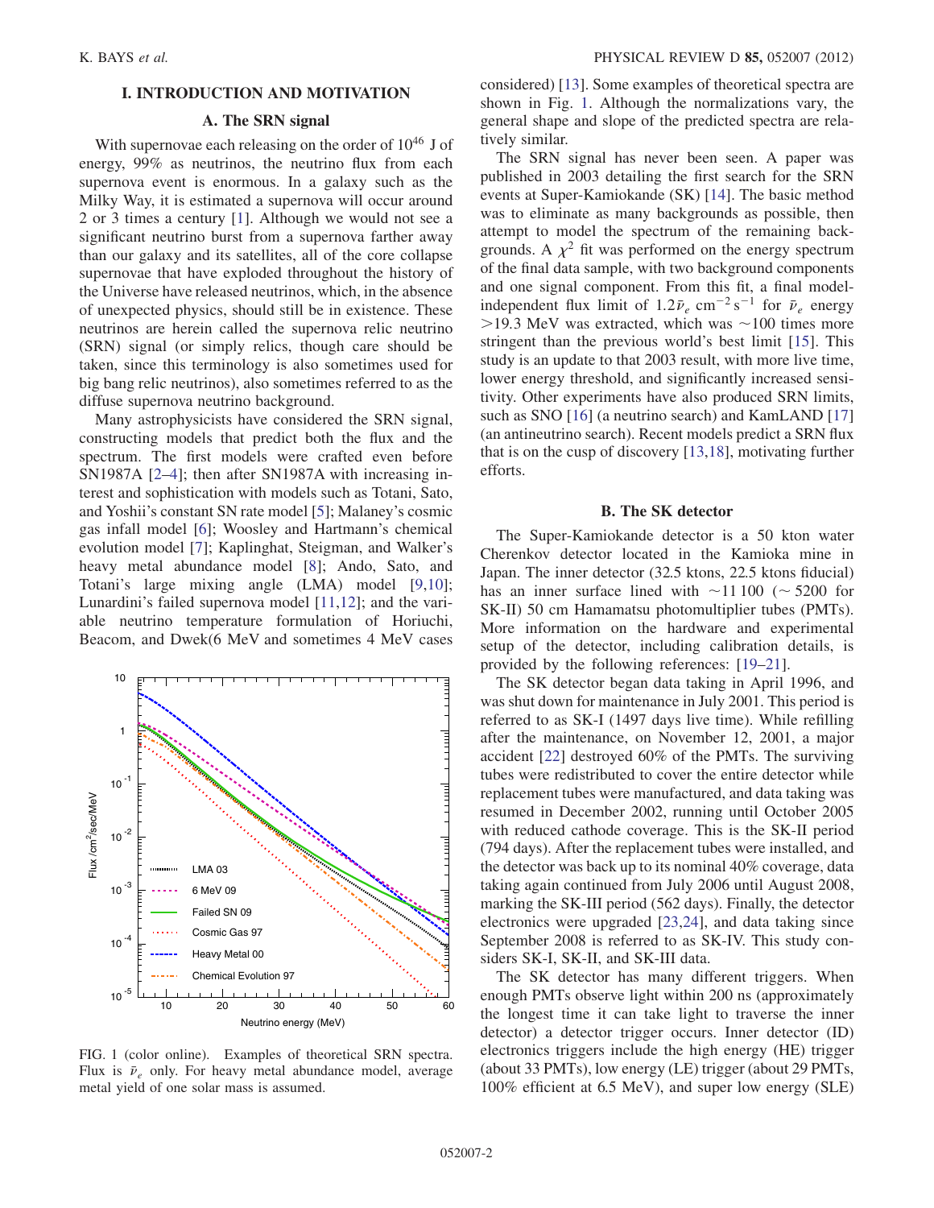## I. INTRODUCTION AND MOTIVATION

### A. The SRN signal

With supernovae each releasing on the order of $10^{46}$ J of energy, 99% as neutrinos, the neutrino flux from each supernova event is enormous. In a galaxy such as the Milky Way, it is estimated a supernova will occur around 2 or 3 times a century [1]. Although we would not see a significant neutrino burst from a supernova farther away than our galaxy and its satellites, all of the core collapse supernovae that have exploded throughout the history of the Universe have released neutrinos, which, in the absence of unexpected physics, should still be in existence. These neutrinos are herein called the supernova relic neutrino (SRN) signal (or simply relics, though care should be taken, since this terminology is also sometimes used for big bang relic neutrinos), also sometimes referred to as the diffuse supernova neutrino background.

Many astrophysicists have considered the SRN signal, constructing models that predict both the flux and the spectrum. The first models were crafted even before SN1987A [2–4]; then after SN1987A with increasing interest and sophistication with models such as Totani, Sato, and Yoshii's constant SN rate model [5]; Malaney's cosmic gas infall model [6]; Woosley and Hartmann's chemical evolution model [7]; Kaplinghat, Steigman, and Walker's heavy metal abundance model [8]; Ando, Sato, and Totani's large mixing angle (LMA) model [9,10]; Lunardini's failed supernova model [11,12]; and the variable neutrino temperature formulation of Horiuchi, Beacom, and Dwek(6 MeV and sometimes 4 MeV cases considered) [13]. Some examples of theoretical spectra are shown in Fig. 1. Although the normalizations vary, the general shape and slope of the predicted spectra are relatively similar.

FIG. 1 (color online). Examples of theoretical SRN spectra. Flux is $\bar{\nu}_e$ only. For heavy metal abundance model, average metal yield of one solar mass is assumed.

The SRN signal has never been seen. A paper was published in 2003 detailing the first search for the SRN events at Super-Kamiokande (SK) [14]. The basic method was to eliminate as many backgrounds as possible, then attempt to model the spectrum of the remaining backgrounds. A $\chi^2$ fit was performed on the energy spectrum of the final data sample, with two background components and one signal component. From this fit, a final model-independent flux limit of $1.2\bar{\nu}_e$ cm$^{-2}$ s$^{-1}$ for $\bar{\nu}_e$ energy $>19.3$ MeV was extracted, which was $\sim 100$ times more stringent than the previous world's best limit [15]. This study is an update to that 2003 result, with more live time, lower energy threshold, and significantly increased sensitivity. Other experiments have also produced SRN limits, such as SNO [16] (a neutrino search) and KamLAND [17] (an antineutrino search). Recent models predict a SRN flux that is on the cusp of discovery [13,18], motivating further efforts.

### B. The SK detector

The Super-Kamiokande detector is a 50 kton water Cherenkov detector located in the Kamioka mine in Japan. The inner detector (32.5 ktons, 22.5 ktons fiducial) has an inner surface lined with $\sim$11 100 ($\sim$ 5200 for SK-II) 50 cm Hamamatsu photomultiplier tubes (PMTs). More information on the hardware and experimental setup of the detector, including calibration details, is provided by the following references: [19–21].

The SK detector began data taking in April 1996, and was shut down for maintenance in July 2001. This period is referred to as SK-I (1497 days live time). While refilling after the maintenance, on November 12, 2001, a major accident [22] destroyed 60% of the PMTs. The surviving tubes were redistributed to cover the entire detector while replacement tubes were manufactured, and data taking was resumed in December 2002, running until October 2005 with reduced cathode coverage. This is the SK-II period (794 days). After the replacement tubes were installed, and the detector was back up to its nominal 40% coverage, data taking again continued from July 2006 until August 2008, marking the SK-III period (562 days). Finally, the detector electronics were upgraded [23,24], and data taking since September 2008 is referred to as SK-IV. This study considers SK-I, SK-II, and SK-III data.

The SK detector has many different triggers. When enough PMTs observe light within 200 ns (approximately the longest time it can take light to traverse the inner detector) a detector trigger occurs. Inner detector (ID) electronics triggers include the high energy (HE) trigger (about 33 PMTs), low energy (LE) trigger (about 29 PMTs, 100% efficient at 6.5 MeV), and super low energy (SLE)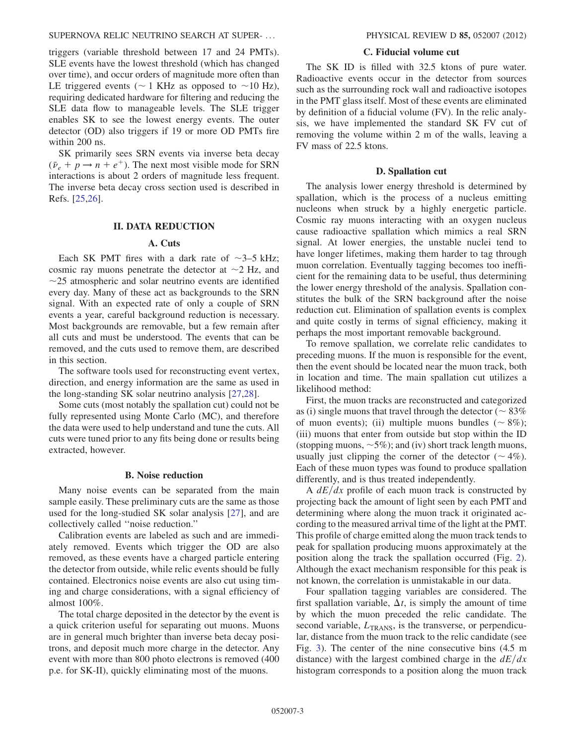triggers (variable threshold between 17 and 24 PMTs). SLE events have the lowest threshold (which has changed over time), and occur orders of magnitude more often than LE triggered events ($\sim 1$ KHz as opposed to $\sim 10$ Hz), requiring dedicated hardware for filtering and reducing the SLE data flow to manageable levels. The SLE trigger enables SK to see the lowest energy events. The outer detector (OD) also triggers if 19 or more OD PMTs fire within 200 ns.

SK primarily sees SRN events via inverse beta decay ($\bar{\nu}_e + p \rightarrow n + e^+$). The next most visible mode for SRN interactions is about 2 orders of magnitude less frequent. The inverse beta decay cross section used is described in Refs. [25,26].

## II. DATA REDUCTION

### A. Cuts

Each SK PMT fires with a dark rate of $\sim$3–5 kHz; cosmic ray muons penetrate the detector at $\sim$2 Hz, and $\sim$25 atmospheric and solar neutrino events are identified every day. Many of these act as backgrounds to the SRN signal. With an expected rate of only a couple of SRN events a year, careful background reduction is necessary. Most backgrounds are removable, but a few remain after all cuts and must be understood. The events that can be removed, and the cuts used to remove them, are described in this section.

The software tools used for reconstructing event vertex, direction, and energy information are the same as used in the long-standing SK solar neutrino analysis [27,28].

Some cuts (most notably the spallation cut) could not be fully represented using Monte Carlo (MC), and therefore the data were used to help understand and tune the cuts. All cuts were tuned prior to any fits being done or results being extracted, however.

### B. Noise reduction

Many noise events can be separated from the main sample easily. These preliminary cuts are the same as those used for the long-studied SK solar analysis [27], and are collectively called ''noise reduction.''

Calibration events are labeled as such and are immediately removed. Events which trigger the OD are also removed, as these events have a charged particle entering the detector from outside, while relic events should be fully contained. Electronics noise events are also cut using timing and charge considerations, with a signal efficiency of almost 100%.

The total charge deposited in the detector by the event is a quick criterion useful for separating out muons. Muons are in general much brighter than inverse beta decay positrons, and deposit much more charge in the detector. Any event with more than 800 photo electrons is removed (400 p.e. for SK-II), quickly eliminating most of the muons.

### C. Fiducial volume cut

The SK ID is filled with 32.5 ktons of pure water. Radioactive events occur in the detector from sources such as the surrounding rock wall and radioactive isotopes in the PMT glass itself. Most of these events are eliminated by definition of a fiducial volume (FV). In the relic analysis, we have implemented the standard SK FV cut of removing the volume within 2 m of the walls, leaving a FV mass of 22.5 ktons.

### D. Spallation cut

The analysis lower energy threshold is determined by spallation, which is the process of a nucleus emitting nucleons when struck by a highly energetic particle. Cosmic ray muons interacting with an oxygen nucleus cause radioactive spallation which mimics a real SRN signal. At lower energies, the unstable nuclei tend to have longer lifetimes, making them harder to tag through muon correlation. Eventually tagging becomes too inefficient for the remaining data to be useful, thus determining the lower energy threshold of the analysis. Spallation constitutes the bulk of the SRN background after the noise reduction cut. Elimination of spallation events is complex and quite costly in terms of signal efficiency, making it perhaps the most important removable background.

To remove spallation, we correlate relic candidates to preceding muons. If the muon is responsible for the event, then the event should be located near the muon track, both in location and time. The main spallation cut utilizes a likelihood method:

First, the muon tracks are reconstructed and categorized as (i) single muons that travel through the detector ($\sim 83\%$ of muon events); (ii) multiple muons bundles ($\sim 8\%$); (iii) muons that enter from outside but stop within the ID (stopping muons, $\sim$5%); and (iv) short track length muons, usually just clipping the corner of the detector ($\sim 4\%$). Each of these muon types was found to produce spallation differently, and is thus treated independently.

A $dE/dx$ profile of each muon track is constructed by projecting back the amount of light seen by each PMT and determining where along the muon track it originated according to the measured arrival time of the light at the PMT. This profile of charge emitted along the muon track tends to peak for spallation producing muons approximately at the position along the track the spallation occurred (Fig. 2). Although the exact mechanism responsible for this peak is not known, the correlation is unmistakable in our data.

Four spallation tagging variables are considered. The first spallation variable, $\Delta t$, is simply the amount of time by which the muon preceded the relic candidate. The second variable, $L_{\mathrm{TRANS}}$, is the transverse, or perpendicular, distance from the muon track to the relic candidate (see Fig. 3). The center of the nine consecutive bins (4.5 m distance) with the largest combined charge in the $dE/dx$ histogram corresponds to a position along the muon track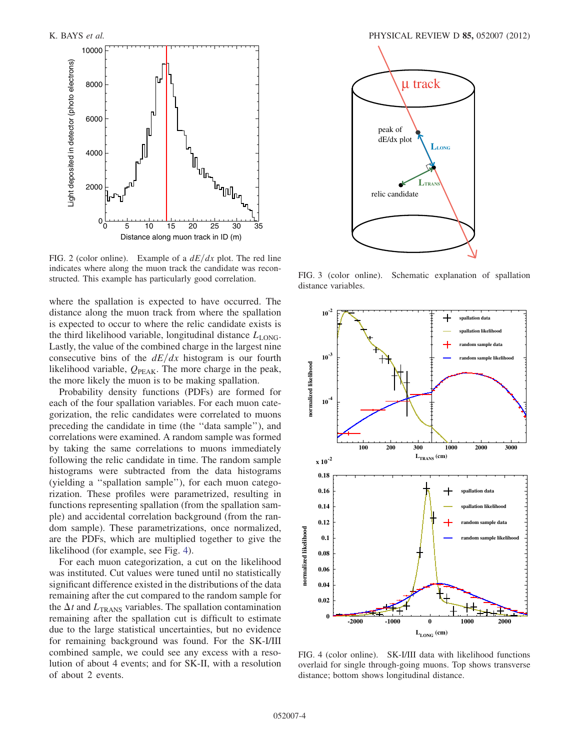FIG. 2 (color online). Example of a $dE/dx$ plot. The red line indicates where along the muon track the candidate was reconstructed. This example has particularly good correlation.

FIG. 3 (color online). Schematic explanation of spallation distance variables.

FIG. 4 (color online). SK-I/III data with likelihood functions overlaid for single through-going muons. Top shows transverse distance; bottom shows longitudinal distance.

where the spallation is expected to have occurred. The distance along the muon track from where the spallation is expected to occur to where the relic candidate exists is the third likelihood variable, longitudinal distance $L_{\mathrm{LONG}}$. Lastly, the value of the combined charge in the largest nine consecutive bins of the $dE/dx$ histogram is our fourth likelihood variable, $Q_{\mathrm{PEAK}}$. The more charge in the peak, the more likely the muon is to be making spallation.

Probability density functions (PDFs) are formed for each of the four spallation variables. For each muon categorization, the relic candidates were correlated to muons preceding the candidate in time (the "data sample"), and correlations were examined. A random sample was formed by taking the same correlations to muons immediately following the relic candidate in time. The random sample histograms were subtracted from the data histograms (yielding a "spallation sample"), for each muon categorization. These profiles were parametrized, resulting in functions representing spallation (from the spallation sample) and accidental correlation background (from the random sample). These parametrizations, once normalized, are the PDFs, which are multiplied together to give the likelihood (for example, see Fig. 4).

For each muon categorization, a cut on the likelihood was instituted. Cut values were tuned until no statistically significant difference existed in the distributions of the data remaining after the cut compared to the random sample for the $\Delta t$ and $L_{\mathrm{TRANS}}$ variables. The spallation contamination remaining after the spallation cut is difficult to estimate due to the large statistical uncertainties, but no evidence for remaining background was found. For the SK-I/III combined sample, we could see any excess with a resolution of about 4 events; and for SK-II, with a resolution of about 2 events.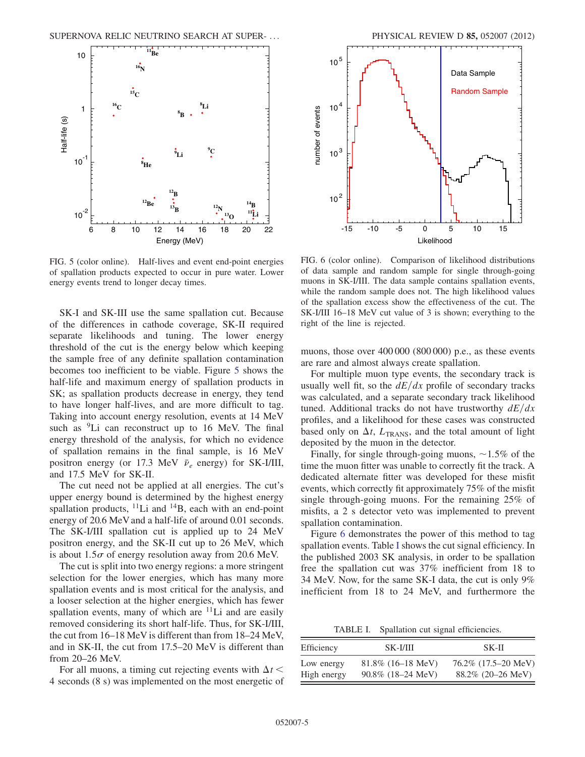FIG. 5 (color online). Half-lives and event end-point energies of spallation products expected to occur in pure water. Lower energy events trend to longer decay times.

SK-I and SK-III use the same spallation cut. Because of the differences in cathode coverage, SK-II required separate likelihoods and tuning. The lower energy threshold of the cut is the energy below which keeping the sample free of any definite spallation contamination becomes too inefficient to be viable. Figure 5 shows the half-life and maximum energy of spallation products in SK; as spallation products decrease in energy, they tend to have longer half-lives, and are more difficult to tag. Taking into account energy resolution, events at 14 MeV such as $^{9}$Li can reconstruct up to 16 MeV. The final energy threshold of the analysis, for which no evidence of spallation remains in the final sample, is 16 MeV positron energy (or 17.3 MeV $\bar{\nu}_e$ energy) for SK-I/III, and 17.5 MeV for SK-II.

The cut need not be applied at all energies. The cut's upper energy bound is determined by the highest energy spallation products, $^{11}$Li and $^{14}$B, each with an end-point energy of 20.6 MeV and a half-life of around 0.01 seconds. The SK-I/III spallation cut is applied up to 24 MeV positron energy, and the SK-II cut up to 26 MeV, which is about $1.5\sigma$ of energy resolution away from 20.6 MeV.

The cut is split into two energy regions: a more stringent selection for the lower energies, which has many more spallation events and is most critical for the analysis, and a looser selection at the higher energies, which has fewer spallation events, many of which are $^{11}$Li and easily removed considering its short half-life. Thus, for SK-I/III, the cut from 16–18 MeV is different than from 18–24 MeV, and in SK-II, the cut from 17.5–20 MeV is different than from 20–26 MeV.

For all muons, a timing cut rejecting events with $\Delta t <$ 4 seconds (8 s) was implemented on the most energetic of muons, those over 400 000 (800 000) p.e., as these events are rare and almost always create spallation.

FIG. 6 (color online). Comparison of likelihood distributions of data sample and random sample for single through-going muons in SK-I/III. The data sample contains spallation events, while the random sample does not. The high likelihood values of the spallation excess show the effectiveness of the cut. The SK-I/III 16–18 MeV cut value of 3 is shown; everything to the right of the line is rejected.

For multiple muon type events, the secondary track is usually well fit, so the $dE/dx$ profile of secondary tracks was calculated, and a separate secondary track likelihood tuned. Additional tracks do not have trustworthy $dE/dx$ profiles, and a likelihood for these cases was constructed based only on $\Delta t$, $L_{\mathrm{TRANS}}$, and the total amount of light deposited by the muon in the detector.

Finally, for single through-going muons, ~1.5% of the time the muon fitter was unable to correctly fit the track. A dedicated alternate fitter was developed for these misfit events, which correctly fit approximately 75% of the misfit single through-going muons. For the remaining 25% of misfits, a 2 s detector veto was implemented to prevent spallation contamination.

Figure 6 demonstrates the power of this method to tag spallation events. Table I shows the cut signal efficiency. In the published 2003 SK analysis, in order to be spallation free the spallation cut was 37% inefficient from 18 to 34 MeV. Now, for the same SK-I data, the cut is only 9% inefficient from 18 to 24 MeV, and furthermore the

TABLE I. Spallation cut signal efficiencies.

| Efficiency | SK-I/III | SK-II |
|---|---|---|
| Low energy | 81.8% (16–18 MeV) | 76.2% (17.5–20 MeV) |
| High energy | 90.8% (18–24 MeV) | 88.2% (20–26 MeV) |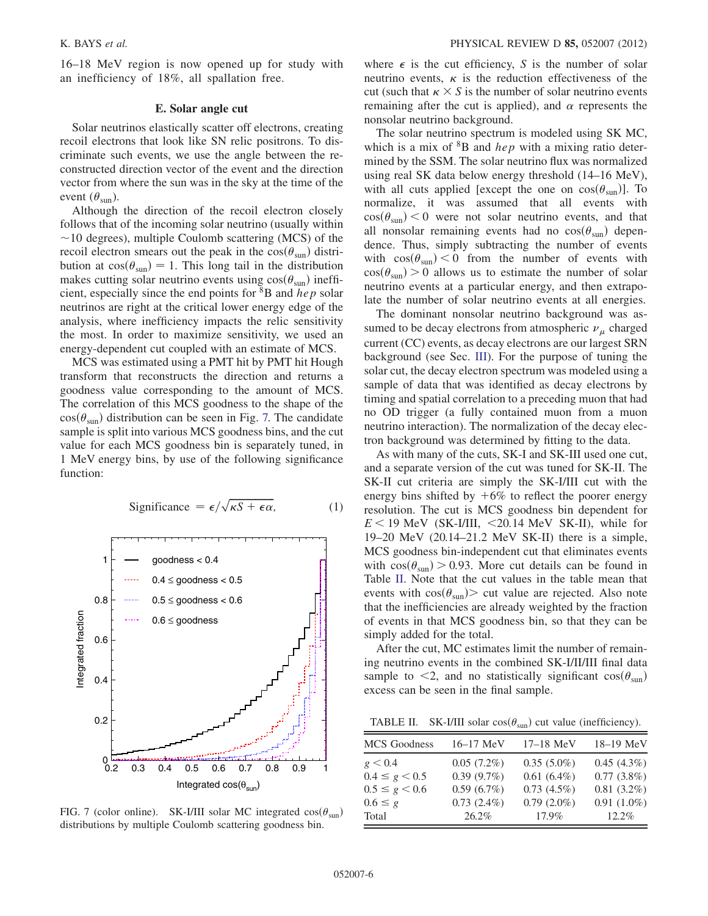16–18 MeV region is now opened up for study with an inefficiency of 18%, all spallation free.

### E. Solar angle cut

Solar neutrinos elastically scatter off electrons, creating recoil electrons that look like SN relic positrons. To discriminate such events, we use the angle between the reconstructed direction vector of the event and the direction vector from where the sun was in the sky at the time of the event ($\theta_{\mathrm{sun}}$).

Although the direction of the recoil electron closely follows that of the incoming solar neutrino (usually within ~10 degrees), multiple Coulomb scattering (MCS) of the recoil electron smears out the peak in the $\cos(\theta_{\mathrm{sun}})$ distribution at $\cos(\theta_{\mathrm{sun}}) = 1$. This long tail in the distribution makes cutting solar neutrino events using $\cos(\theta_{\mathrm{sun}})$ inefficient, especially since the end points for $^8$B and *hep* solar neutrinos are right at the critical lower energy edge of the analysis, where inefficiency impacts the relic sensitivity the most. In order to maximize sensitivity, we used an energy-dependent cut coupled with an estimate of MCS.

MCS was estimated using a PMT hit by PMT hit Hough transform that reconstructs the direction and returns a goodness value corresponding to the amount of MCS. The correlation of this MCS goodness to the shape of the $\cos(\theta_{\mathrm{sun}})$ distribution can be seen in Fig. 7. The candidate sample is split into various MCS goodness bins, and the cut value for each MCS goodness bin is separately tuned, in 1 MeV energy bins, by use of the following significance function:

$$\text{Significance} = \epsilon/\sqrt{\kappa S + \epsilon\alpha}, \qquad (1)$$

FIG. 7 (color online). SK-I/III solar MC integrated $\cos(\theta_{\mathrm{sun}})$ distributions by multiple Coulomb scattering goodness bin.

where $\epsilon$ is the cut efficiency, $S$ is the number of solar neutrino events, $\kappa$ is the reduction effectiveness of the cut (such that $\kappa \times S$ is the number of solar neutrino events remaining after the cut is applied), and $\alpha$ represents the nonsolar neutrino background.

The solar neutrino spectrum is modeled using SK MC, which is a mix of $^8$B and *hep* with a mixing ratio determined by the SSM. The solar neutrino flux was normalized using real SK data below energy threshold (14–16 MeV), with all cuts applied [except the one on $\cos(\theta_{\mathrm{sun}})$]. To normalize, it was assumed that all events with $\cos(\theta_{\mathrm{sun}}) < 0$ were not solar neutrino events, and that all nonsolar remaining events had no $\cos(\theta_{\mathrm{sun}})$ dependence. Thus, simply subtracting the number of events with $\cos(\theta_{\mathrm{sun}}) < 0$ from the number of events with $\cos(\theta_{\mathrm{sun}}) > 0$ allows us to estimate the number of solar neutrino events at a particular energy, and then extrapolate the number of solar neutrino events at all energies.

The dominant nonsolar neutrino background was assumed to be decay electrons from atmospheric $\nu_\mu$ charged current (CC) events, as decay electrons are our largest SRN background (see Sec. III). For the purpose of tuning the solar cut, the decay electron spectrum was modeled using a sample of data that was identified as decay electrons by timing and spatial correlation to a preceding muon that had no OD trigger (a fully contained muon from a muon neutrino interaction). The normalization of the decay electron background was determined by fitting to the data.

As with many of the cuts, SK-I and SK-III used one cut, and a separate version of the cut was tuned for SK-II. The SK-II cut criteria are simply the SK-I/III cut with the energy bins shifted by +6% to reflect the poorer energy resolution. The cut is MCS goodness bin dependent for $E < 19$ MeV (SK-I/III, <20.14 MeV SK-II), while for 19–20 MeV (20.14–21.2 MeV SK-II) there is a simple, MCS goodness bin-independent cut that eliminates events with $\cos(\theta_{\mathrm{sun}}) > 0.93$. More cut details can be found in Table II. Note that the cut values in the table mean that events with $\cos(\theta_{\mathrm{sun}}) >$ cut value are rejected. Also note that the inefficiencies are already weighted by the fraction of events in that MCS goodness bin, so that they can be simply added for the total.

After the cut, MC estimates limit the number of remaining neutrino events in the combined SK-I/II/III final data sample to <2, and no statistically significant $\cos(\theta_{\mathrm{sun}})$ excess can be seen in the final sample.

TABLE II. SK-I/III solar $\cos(\theta_{\mathrm{sun}})$ cut value (inefficiency).

| MCS Goodness | 16–17 MeV | 17–18 MeV | 18–19 MeV |
|---|---|---|---|
| $g < 0.4$ | 0.05 (7.2%) | 0.35 (5.0%) | 0.45 (4.3%) |
| $0.4 \leq g < 0.5$ | 0.39 (9.7%) | 0.61 (6.4%) | 0.77 (3.8%) |
| $0.5 \leq g < 0.6$ | 0.59 (6.7%) | 0.73 (4.5%) | 0.81 (3.2%) |
| $0.6 \leq g$ | 0.73 (2.4%) | 0.79 (2.0%) | 0.91 (1.0%) |
| Total | 26.2% | 17.9% | 12.2% |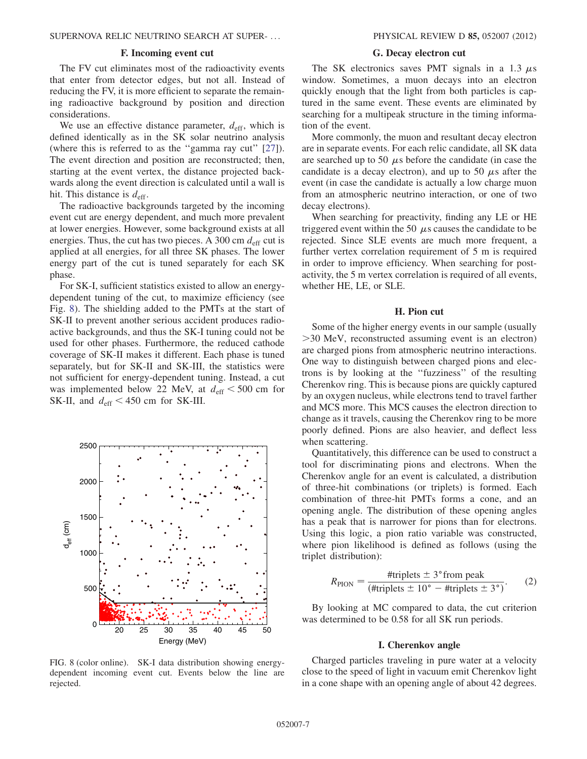### F. Incoming event cut

The FV cut eliminates most of the radioactivity events that enter from detector edges, but not all. Instead of reducing the FV, it is more efficient to separate the remaining radioactive background by position and direction considerations.

We use an effective distance parameter, $d_{\text{eff}}$, which is defined identically as in the SK solar neutrino analysis (where this is referred to as the "gamma ray cut" [27]). The event direction and position are reconstructed; then, starting at the event vertex, the distance projected backwards along the event direction is calculated until a wall is hit. This distance is $d_{\text{eff}}$.

The radioactive backgrounds targeted by the incoming event cut are energy dependent, and much more prevalent at lower energies. However, some background exists at all energies. Thus, the cut has two pieces. A 300 cm $d_{\text{eff}}$ cut is applied at all energies, for all three SK phases. The lower energy part of the cut is tuned separately for each SK phase.

For SK-I, sufficient statistics existed to allow an energy-dependent tuning of the cut, to maximize efficiency (see Fig. 8). The shielding added to the PMTs at the start of SK-II to prevent another serious accident produces radioactive backgrounds, and thus the SK-I tuning could not be used for other phases. Furthermore, the reduced cathode coverage of SK-II makes it different. Each phase is tuned separately, but for SK-II and SK-III, the statistics were not sufficient for energy-dependent tuning. Instead, a cut was implemented below 22 MeV, at $d_{\text{eff}} < 500$ cm for SK-II, and $d_{\text{eff}} < 450$ cm for SK-III.

FIG. 8 (color online). SK-I data distribution showing energy-dependent incoming event cut. Events below the line are rejected.

### G. Decay electron cut

The SK electronics saves PMT signals in a 1.3 $\mu$s window. Sometimes, a muon decays into an electron quickly enough that the light from both particles is captured in the same event. These events are eliminated by searching for a multipeak structure in the timing information of the event.

More commonly, the muon and resultant decay electron are in separate events. For each relic candidate, all SK data are searched up to 50 $\mu$s before the candidate (in case the candidate is a decay electron), and up to 50 $\mu$s after the event (in case the candidate is actually a low charge muon from an atmospheric neutrino interaction, or one of two decay electrons).

When searching for preactivity, finding any LE or HE triggered event within the 50 $\mu$s causes the candidate to be rejected. Since SLE events are much more frequent, a further vertex correlation requirement of 5 m is required in order to improve efficiency. When searching for post-activity, the 5 m vertex correlation is required of all events, whether HE, LE, or SLE.

### H. Pion cut

Some of the higher energy events in our sample (usually >30 MeV, reconstructed assuming event is an electron) are charged pions from atmospheric neutrino interactions. One way to distinguish between charged pions and electrons is by looking at the "fuzziness" of the resulting Cherenkov ring. This is because pions are quickly captured by an oxygen nucleus, while electrons tend to travel farther and MCS more. This MCS causes the electron direction to change as it travels, causing the Cherenkov ring to be more poorly defined. Pions are also heavier, and deflect less when scattering.

Quantitatively, this difference can be used to construct a tool for discriminating pions and electrons. When the Cherenkov angle for an event is calculated, a distribution of three-hit combinations (or triplets) is formed. Each combination of three-hit PMTs forms a cone, and an opening angle. The distribution of these opening angles has a peak that is narrower for pions than for electrons. Using this logic, a pion ratio variable was constructed, where pion likelihood is defined as follows (using the triplet distribution):

$$R_{\text{PION}} = \frac{\#\text{triplets} \pm 3^{\circ} \text{from peak}}{(\#\text{triplets} \pm 10^{\circ} - \#\text{triplets} \pm 3^{\circ})}. \tag{2}$$

By looking at MC compared to data, the cut criterion was determined to be 0.58 for all SK run periods.

### I. Cherenkov angle

Charged particles traveling in pure water at a velocity close to the speed of light in vacuum emit Cherenkov light in a cone shape with an opening angle of about 42 degrees.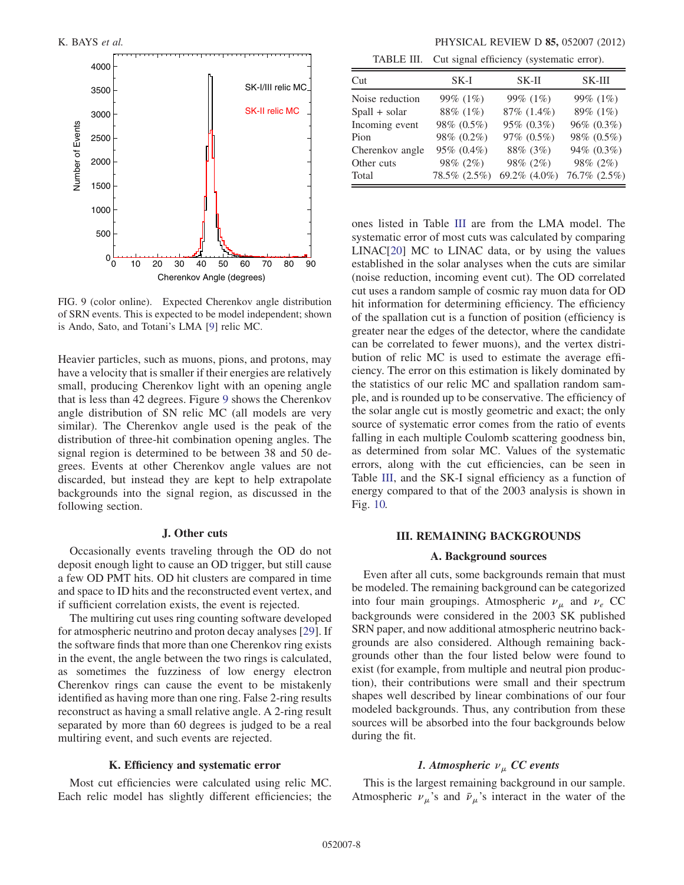FIG. 9 (color online). Expected Cherenkov angle distribution of SRN events. This is expected to be model independent; shown is Ando, Sato, and Totani's LMA [9] relic MC.

Heavier particles, such as muons, pions, and protons, may have a velocity that is smaller if their energies are relatively small, producing Cherenkov light with an opening angle that is less than 42 degrees. Figure 9 shows the Cherenkov angle distribution of SN relic MC (all models are very similar). The Cherenkov angle used is the peak of the distribution of three-hit combination opening angles. The signal region is determined to be between 38 and 50 degrees. Events at other Cherenkov angle values are not discarded, but instead they are kept to help extrapolate backgrounds into the signal region, as discussed in the following section.

### J. Other cuts

Occasionally events traveling through the OD do not deposit enough light to cause an OD trigger, but still cause a few OD PMT hits. OD hit clusters are compared in time and space to ID hits and the reconstructed event vertex, and if sufficient correlation exists, the event is rejected.

The multiring cut uses ring counting software developed for atmospheric neutrino and proton decay analyses [29]. If the software finds that more than one Cherenkov ring exists in the event, the angle between the two rings is calculated, as sometimes the fuzziness of low energy electron Cherenkov rings can cause the event to be mistakenly identified as having more than one ring. False 2-ring results reconstruct as having a small relative angle. A 2-ring result separated by more than 60 degrees is judged to be a real multiring event, and such events are rejected.

### K. Efficiency and systematic error

Most cut efficiencies were calculated using relic MC. Each relic model has slightly different efficiencies; the ones listed in Table III are from the LMA model. The systematic error of most cuts was calculated by comparing LINAC[20] MC to LINAC data, or by using the values established in the solar analyses when the cuts are similar (noise reduction, incoming event cut). The OD correlated cut uses a random sample of cosmic ray muon data for OD hit information for determining efficiency. The efficiency of the spallation cut is a function of position (efficiency is greater near the edges of the detector, where the candidate can be correlated to fewer muons), and the vertex distribution of relic MC is used to estimate the average efficiency. The error on this estimation is likely dominated by the statistics of our relic MC and spallation random sample, and is rounded up to be conservative. The efficiency of the solar angle cut is mostly geometric and exact; the only source of systematic error comes from the ratio of events falling in each multiple Coulomb scattering goodness bin, as determined from solar MC. Values of the systematic errors, along with the cut efficiencies, can be seen in Table III, and the SK-I signal efficiency as a function of energy compared to that of the 2003 analysis is shown in Fig. 10.

TABLE III. Cut signal efficiency (systematic error).

| Cut | SK-I | SK-II | SK-III |
|---|---|---|---|
| Noise reduction | 99% (1%) | 99% (1%) | 99% (1%) |
| Spall + solar | 88% (1%) | 87% (1.4%) | 89% (1%) |
| Incoming event | 98% (0.5%) | 95% (0.3%) | 96% (0.3%) |
| Pion | 98% (0.2%) | 97% (0.5%) | 98% (0.5%) |
| Cherenkov angle | 95% (0.4%) | 88% (3%) | 94% (0.3%) |
| Other cuts | 98% (2%) | 98% (2%) | 98% (2%) |
| Total | 78.5% (2.5%) | 69.2% (4.0%) | 76.7% (2.5%) |

## III. REMAINING BACKGROUNDS

### A. Background sources

Even after all cuts, some backgrounds remain that must be modeled. The remaining background can be categorized into four main groupings. Atmospheric $\nu_\mu$ and $\nu_e$ CC backgrounds were considered in the 2003 SK published SRN paper, and now additional atmospheric neutrino backgrounds are also considered. Although remaining backgrounds other than the four listed below were found to exist (for example, from multiple and neutral pion production), their contributions were small and their spectrum shapes well described by linear combinations of our four modeled backgrounds. Thus, any contribution from these sources will be absorbed into the four backgrounds below during the fit.

#### *1. Atmospheric $\nu_\mu$ CC events*

This is the largest remaining background in our sample. Atmospheric $\nu_\mu$'s and $\bar{\nu}_\mu$'s interact in the water of the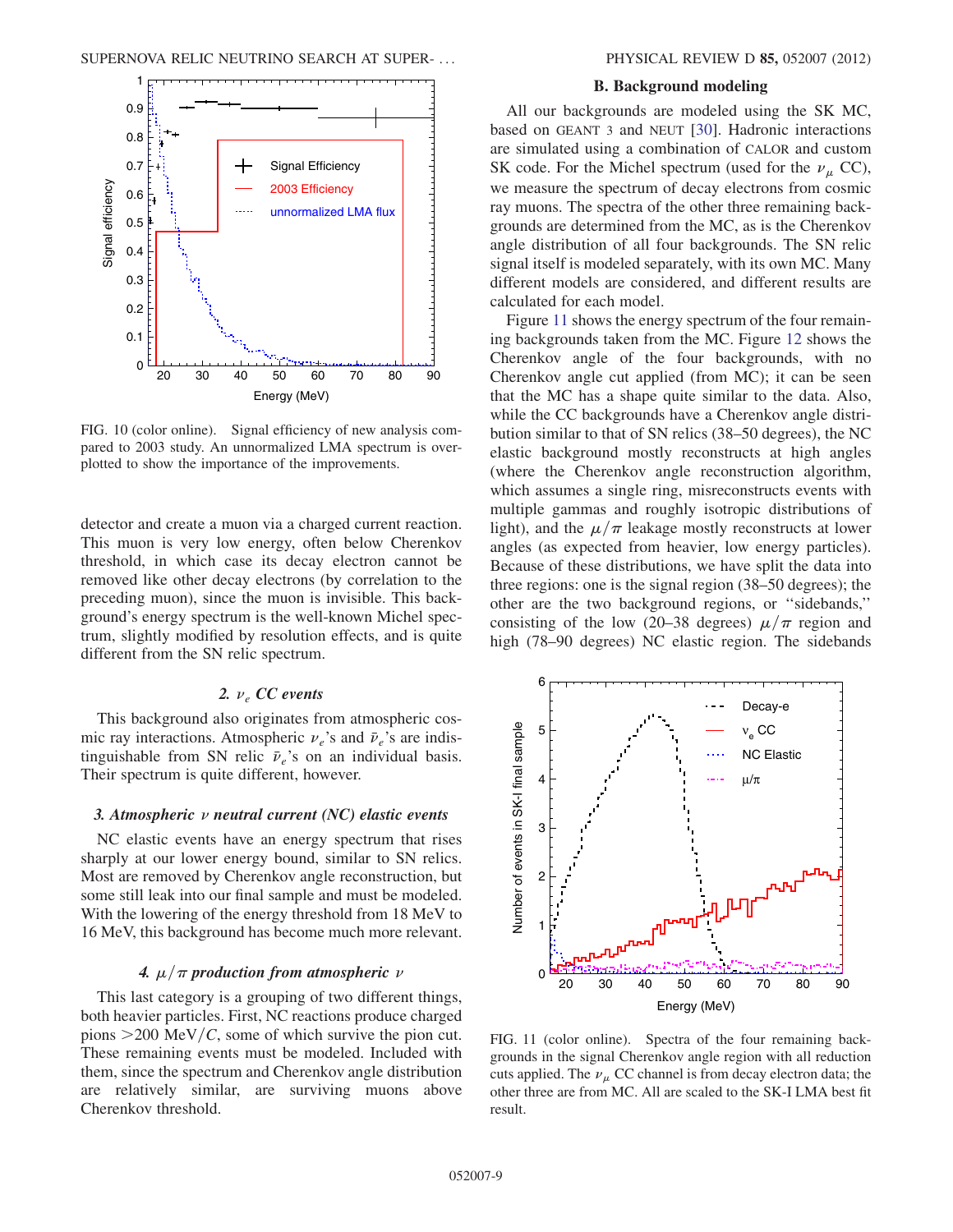FIG. 10 (color online). Signal efficiency of new analysis compared to 2003 study. An unnormalized LMA spectrum is overplotted to show the importance of the improvements.

detector and create a muon via a charged current reaction. This muon is very low energy, often below Cherenkov threshold, in which case its decay electron cannot be removed like other decay electrons (by correlation to the preceding muon), since the muon is invisible. This background's energy spectrum is the well-known Michel spectrum, slightly modified by resolution effects, and is quite different from the SN relic spectrum.

#### 2. $\nu_e$ CC events

This background also originates from atmospheric cosmic ray interactions. Atmospheric $\nu_e$'s and $\bar{\nu}_e$'s are indistinguishable from SN relic $\bar{\nu}_e$'s on an individual basis. Their spectrum is quite different, however.

#### 3. Atmospheric $\nu$ neutral current (NC) elastic events

NC elastic events have an energy spectrum that rises sharply at our lower energy bound, similar to SN relics. Most are removed by Cherenkov angle reconstruction, but some still leak into our final sample and must be modeled. With the lowering of the energy threshold from 18 MeV to 16 MeV, this background has become much more relevant.

#### 4. $\mu/\pi$ production from atmospheric $\nu$

This last category is a grouping of two different things, both heavier particles. First, NC reactions produce charged pions $>200$ MeV$/C$, some of which survive the pion cut. These remaining events must be modeled. Included with them, since the spectrum and Cherenkov angle distribution are relatively similar, are surviving muons above Cherenkov threshold.

### B. Background modeling

All our backgrounds are modeled using the SK MC, based on GEANT 3 and NEUT [30]. Hadronic interactions are simulated using a combination of CALOR and custom SK code. For the Michel spectrum (used for the $\nu_\mu$ CC), we measure the spectrum of decay electrons from cosmic ray muons. The spectra of the other three remaining backgrounds are determined from the MC, as is the Cherenkov angle distribution of all four backgrounds. The SN relic signal itself is modeled separately, with its own MC. Many different models are considered, and different results are calculated for each model.

Figure 11 shows the energy spectrum of the four remaining backgrounds taken from the MC. Figure 12 shows the Cherenkov angle of the four backgrounds, with no Cherenkov angle cut applied (from MC); it can be seen that the MC has a shape quite similar to the data. Also, while the CC backgrounds have a Cherenkov angle distribution similar to that of SN relics (38–50 degrees), the NC elastic background mostly reconstructs at high angles (where the Cherenkov angle reconstruction algorithm, which assumes a single ring, misreconstructs events with multiple gammas and roughly isotropic distributions of light), and the $\mu/\pi$ leakage mostly reconstructs at lower angles (as expected from heavier, low energy particles). Because of these distributions, we have split the data into three regions: one is the signal region (38–50 degrees); the other are the two background regions, or "sidebands," consisting of the low (20–38 degrees) $\mu/\pi$ region and high (78–90 degrees) NC elastic region. The sidebands

FIG. 11 (color online). Spectra of the four remaining backgrounds in the signal Cherenkov angle region with all reduction cuts applied. The $\nu_\mu$ CC channel is from decay electron data; the other three are from MC. All are scaled to the SK-I LMA best fit result.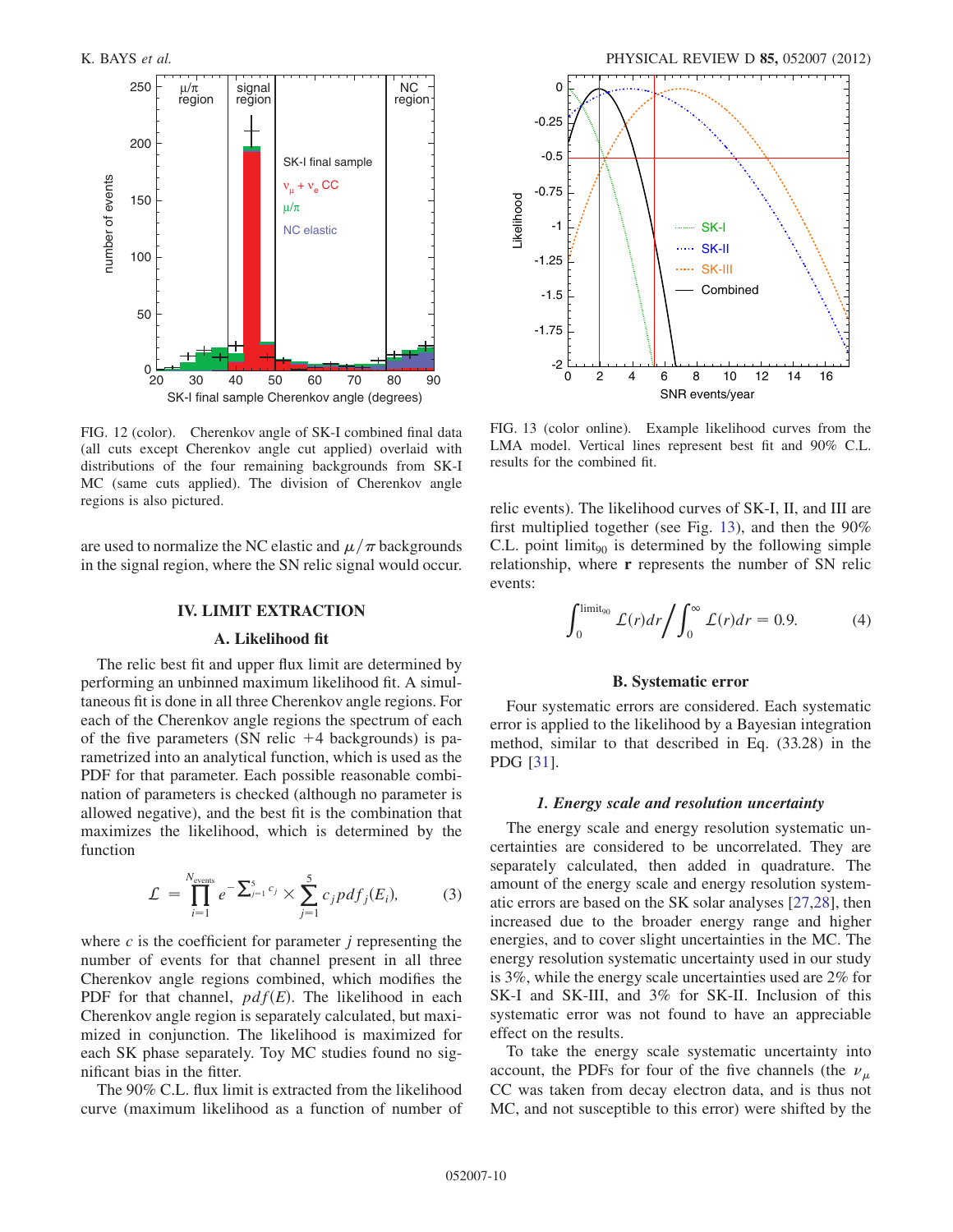FIG. 12 (color). Cherenkov angle of SK-I combined final data (all cuts except Cherenkov angle cut applied) overlaid with distributions of the four remaining backgrounds from SK-I MC (same cuts applied). The division of Cherenkov angle regions is also pictured.

are used to normalize the NC elastic and $\mu/\pi$ backgrounds in the signal region, where the SN relic signal would occur.

## IV. LIMIT EXTRACTION

### A. Likelihood fit

The relic best fit and upper flux limit are determined by performing an unbinned maximum likelihood fit. A simultaneous fit is done in all three Cherenkov angle regions. For each of the Cherenkov angle regions the spectrum of each of the five parameters (SN relic +4 backgrounds) is parametrized into an analytical function, which is used as the PDF for that parameter. Each possible reasonable combination of parameters is checked (although no parameter is allowed negative), and the best fit is the combination that maximizes the likelihood, which is determined by the function

$$\mathcal{L} = \prod_{i=1}^{N_{\text{events}}} e^{-\sum_{j=1}^{5} c_j} \times \sum_{j=1}^{5} c_j pdf_j(E_i), \tag{3}$$

where $c$ is the coefficient for parameter $j$ representing the number of events for that channel present in all three Cherenkov angle regions combined, which modifies the PDF for that channel, $pdf(E)$. The likelihood in each Cherenkov angle region is separately calculated, but maximized in conjunction. The likelihood is maximized for each SK phase separately. Toy MC studies found no significant bias in the fitter.

The 90% C.L. flux limit is extracted from the likelihood curve (maximum likelihood as a function of number of relic events). The likelihood curves of SK-I, II, and III are first multiplied together (see Fig. 13), and then the 90% C.L. point $\text{limit}_{90}$ is determined by the following simple relationship, where $\mathbf{r}$ represents the number of SN relic events:

$$\int_0^{\text{limit}_{90}} \mathcal{L}(r)dr \Big/ \int_0^{\infty} \mathcal{L}(r)dr = 0.9. \tag{4}$$

FIG. 13 (color online). Example likelihood curves from the LMA model. Vertical lines represent best fit and 90% C.L. results for the combined fit.

### B. Systematic error

Four systematic errors are considered. Each systematic error is applied to the likelihood by a Bayesian integration method, similar to that described in Eq. (33.28) in the PDG [31].

#### *1. Energy scale and resolution uncertainty*

The energy scale and energy resolution systematic uncertainties are considered to be uncorrelated. They are separately calculated, then added in quadrature. The amount of the energy scale and energy resolution systematic errors are based on the SK solar analyses [27,28], then increased due to the broader energy range and higher energies, and to cover slight uncertainties in the MC. The energy resolution systematic uncertainty used in our study is 3%, while the energy scale uncertainties used are 2% for SK-I and SK-III, and 3% for SK-II. Inclusion of this systematic error was not found to have an appreciable effect on the results.

To take the energy scale systematic uncertainty into account, the PDFs for four of the five channels (the $\nu_\mu$ CC was taken from decay electron data, and is thus not MC, and not susceptible to this error) were shifted by the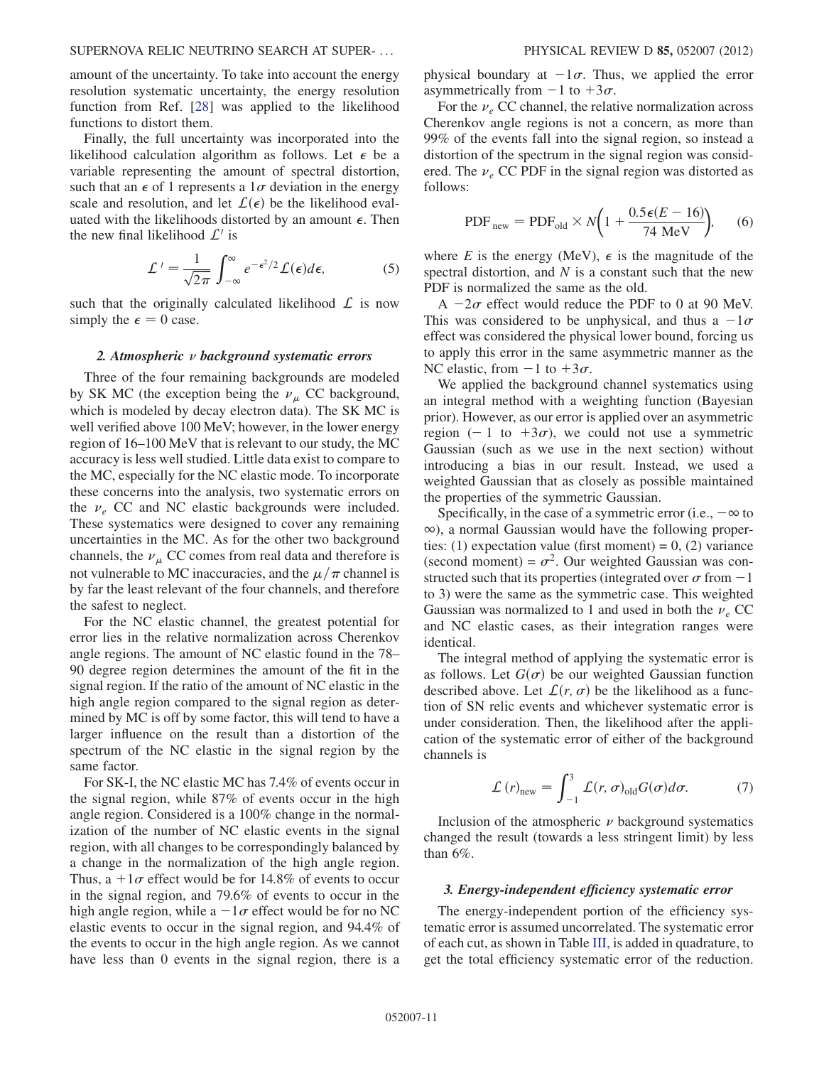amount of the uncertainty. To take into account the energy resolution systematic uncertainty, the energy resolution function from Ref. [28] was applied to the likelihood functions to distort them.

Finally, the full uncertainty was incorporated into the likelihood calculation algorithm as follows. Let $\epsilon$ be a variable representing the amount of spectral distortion, such that an $\epsilon$ of 1 represents a $1\sigma$ deviation in the energy scale and resolution, and let $\mathcal{L}(\epsilon)$ be the likelihood evaluated with the likelihoods distorted by an amount $\epsilon$. Then the new final likelihood $\mathcal{L}'$ is

$$\mathcal{L}' = \frac{1}{\sqrt{2\pi}} \int_{-\infty}^{\infty} e^{-\epsilon^2/2} \mathcal{L}(\epsilon) d\epsilon, \tag{5}$$

such that the originally calculated likelihood $\mathcal{L}$ is now simply the $\epsilon = 0$ case.

### 2. Atmospheric $\nu$ background systematic errors

Three of the four remaining backgrounds are modeled by SK MC (the exception being the $\nu_\mu$ CC background, which is modeled by decay electron data). The SK MC is well verified above 100 MeV; however, in the lower energy region of 16–100 MeV that is relevant to our study, the MC accuracy is less well studied. Little data exist to compare to the MC, especially for the NC elastic mode. To incorporate these concerns into the analysis, two systematic errors on the $\nu_e$ CC and NC elastic backgrounds were included. These systematics were designed to cover any remaining uncertainties in the MC. As for the other two background channels, the $\nu_\mu$ CC comes from real data and therefore is not vulnerable to MC inaccuracies, and the $\mu/\pi$ channel is by far the least relevant of the four channels, and therefore the safest to neglect.

For the NC elastic channel, the greatest potential for error lies in the relative normalization across Cherenkov angle regions. The amount of NC elastic found in the 78–90 degree region determines the amount of the fit in the signal region. If the ratio of the amount of NC elastic in the high angle region compared to the signal region as determined by MC is off by some factor, this will tend to have a larger influence on the result than a distortion of the spectrum of the NC elastic in the signal region by the same factor.

For SK-I, the NC elastic MC has 7.4% of events occur in the signal region, while 87% of events occur in the high angle region. Considered is a 100% change in the normalization of the number of NC elastic events in the signal region, with all changes to be correspondingly balanced by a change in the normalization of the high angle region. Thus, a $+1\sigma$ effect would be for 14.8% of events to occur in the signal region, and 79.6% of events to occur in the high angle region, while a $-1\sigma$ effect would be for no NC elastic events to occur in the signal region, and 94.4% of the events to occur in the high angle region. As we cannot have less than 0 events in the signal region, there is a physical boundary at $-1\sigma$. Thus, we applied the error asymmetrically from $-1$ to $+3\sigma$.

For the $\nu_e$ CC channel, the relative normalization across Cherenkov angle regions is not a concern, as more than 99% of the events fall into the signal region, so instead a distortion of the spectrum in the signal region was considered. The $\nu_e$ CC PDF in the signal region was distorted as follows:

$$\text{PDF}_{\text{new}} = \text{PDF}_{\text{old}} \times N\left(1 + \frac{0.5\epsilon(E - 16)}{74 \text{ MeV}}\right), \tag{6}$$

where $E$ is the energy (MeV), $\epsilon$ is the magnitude of the spectral distortion, and $N$ is a constant such that the new PDF is normalized the same as the old.

A $-2\sigma$ effect would reduce the PDF to 0 at 90 MeV. This was considered to be unphysical, and thus a $-1\sigma$ effect was considered the physical lower bound, forcing us to apply this error in the same asymmetric manner as the NC elastic, from $-1$ to $+3\sigma$.

We applied the background channel systematics using an integral method with a weighting function (Bayesian prior). However, as our error is applied over an asymmetric region ($-1$ to $+3\sigma$), we could not use a symmetric Gaussian (such as we use in the next section) without introducing a bias in our result. Instead, we used a weighted Gaussian that as closely as possible maintained the properties of the symmetric Gaussian.

Specifically, in the case of a symmetric error (i.e., $-\infty$ to $\infty$), a normal Gaussian would have the following properties: (1) expectation value (first moment) = 0, (2) variance (second moment) = $\sigma^2$. Our weighted Gaussian was constructed such that its properties (integrated over $\sigma$ from $-1$ to 3) were the same as the symmetric case. This weighted Gaussian was normalized to 1 and used in both the $\nu_e$ CC and NC elastic cases, as their integration ranges were identical.

The integral method of applying the systematic error is as follows. Let $G(\sigma)$ be our weighted Gaussian function described above. Let $\mathcal{L}(r, \sigma)$ be the likelihood as a function of SN relic events and whichever systematic error is under consideration. Then, the likelihood after the application of the systematic error of either of the background channels is

$$\mathcal{L}(r)_{\text{new}} = \int_{-1}^{3} \mathcal{L}(r, \sigma)_{\text{old}} G(\sigma) d\sigma. \tag{7}$$

Inclusion of the atmospheric $\nu$ background systematics changed the result (towards a less stringent limit) by less than 6%.

### 3. Energy-independent efficiency systematic error

The energy-independent portion of the efficiency systematic error is assumed uncorrelated. The systematic error of each cut, as shown in Table III, is added in quadrature, to get the total efficiency systematic error of the reduction.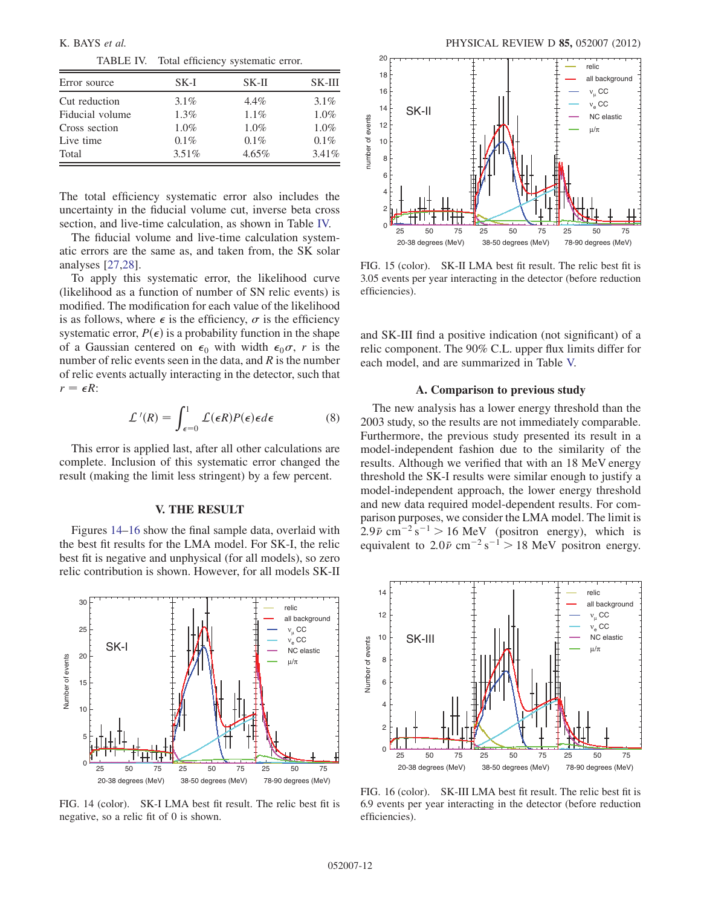TABLE IV. Total efficiency systematic error.

| Error source | SK-I | SK-II | SK-III |
| --- | --- | --- | --- |
| Cut reduction | 3.1% | 4.4% | 3.1% |
| Fiducial volume | 1.3% | 1.1% | 1.0% |
| Cross section | 1.0% | 1.0% | 1.0% |
| Live time | 0.1% | 0.1% | 0.1% |
| Total | 3.51% | 4.65% | 3.41% |

The total efficiency systematic error also includes the uncertainty in the fiducial volume cut, inverse beta cross section, and live-time calculation, as shown in Table IV.

The fiducial volume and live-time calculation systematic errors are the same as, and taken from, the SK solar analyses [27,28].

To apply this systematic error, the likelihood curve (likelihood as a function of number of SN relic events) is modified. The modification for each value of the likelihood is as follows, where $\epsilon$ is the efficiency, $\sigma$ is the efficiency systematic error, $P(\epsilon)$ is a probability function in the shape of a Gaussian centered on $\epsilon_0$ with width $\epsilon_0\sigma$, $r$ is the number of relic events seen in the data, and $R$ is the number of relic events actually interacting in the detector, such that $r = \epsilon R$:

$$\mathcal{L}'(R) = \int_{\epsilon=0}^{1} \mathcal{L}(\epsilon R)P(\epsilon)\epsilon d\epsilon \tag{8}$$

This error is applied last, after all other calculations are complete. Inclusion of this systematic error changed the result (making the limit less stringent) by a few percent.

## V. THE RESULT

Figures 14–16 show the final sample data, overlaid with the best fit results for the LMA model. For SK-I, the relic best fit is negative and unphysical (for all models), so zero relic contribution is shown. However, for all models SK-II and SK-III find a positive indication (not significant) of a relic component. The 90% C.L. upper flux limits differ for each model, and are summarized in Table V.

FIG. 14 (color). SK-I LMA best fit result. The relic best fit is negative, so a relic fit of 0 is shown.

FIG. 15 (color). SK-II LMA best fit result. The relic best fit is 3.05 events per year interacting in the detector (before reduction efficiencies).

### A. Comparison to previous study

The new analysis has a lower energy threshold than the 2003 study, so the results are not immediately comparable. Furthermore, the previous study presented its result in a model-independent fashion due to the similarity of the results. Although we verified that with an 18 MeV energy threshold the SK-I results were similar enough to justify a model-independent approach, the lower energy threshold and new data required model-dependent results. For comparison purposes, we consider the LMA model. The limit is $2.9\bar{\nu}\ \mathrm{cm}^{-2}\,\mathrm{s}^{-1} > 16$ MeV (positron energy), which is equivalent to $2.0\bar{\nu}\ \mathrm{cm}^{-2}\,\mathrm{s}^{-1} > 18$ MeV positron energy.

FIG. 16 (color). SK-III LMA best fit result. The relic best fit is 6.9 events per year interacting in the detector (before reduction efficiencies).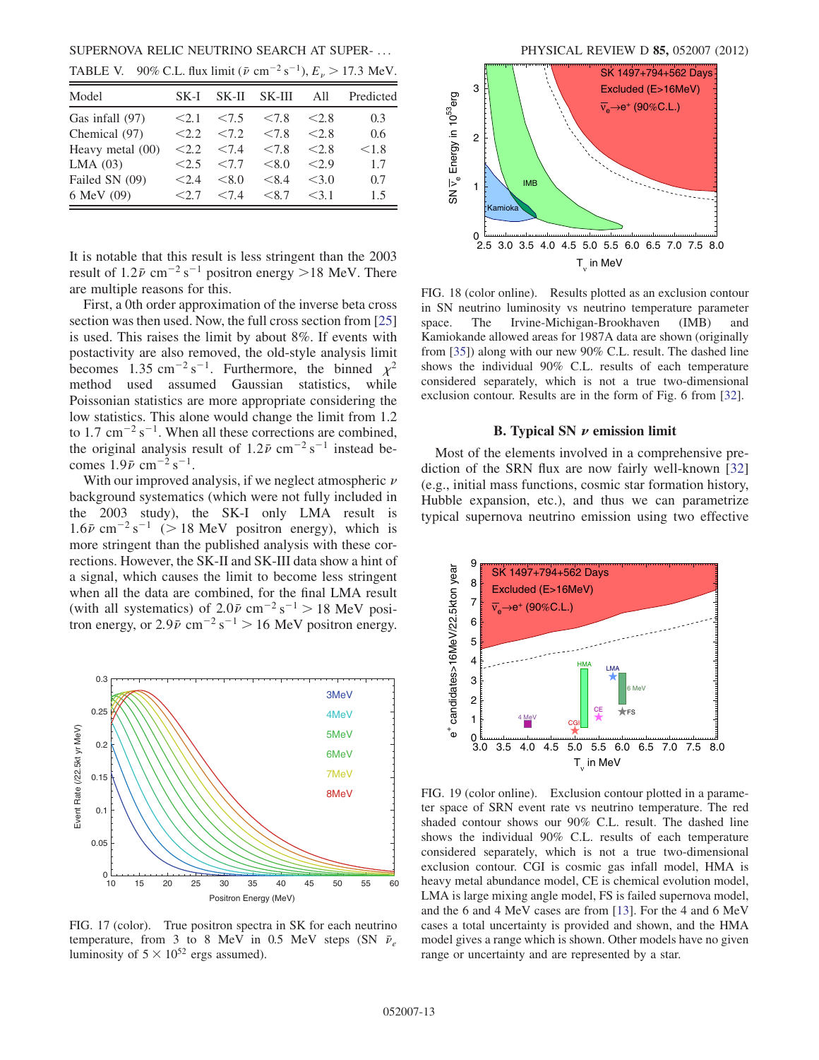TABLE V. 90% C.L. flux limit ($\bar{\nu}$ cm$^{-2}$ s$^{-1}$), $E_\nu > 17.3$ MeV.

| Model | SK-I | SK-II | SK-III | All | Predicted |
|---|---|---|---|---|---|
| Gas infall (97) | <2.1 | <7.5 | <7.8 | <2.8 | 0.3 |
| Chemical (97) | <2.2 | <7.2 | <7.8 | <2.8 | 0.6 |
| Heavy metal (00) | <2.2 | <7.4 | <7.8 | <2.8 | <1.8 |
| LMA (03) | <2.5 | <7.7 | <8.0 | <2.9 | 1.7 |
| Failed SN (09) | <2.4 | <8.0 | <8.4 | <3.0 | 0.7 |
| 6 MeV (09) | <2.7 | <7.4 | <8.7 | <3.1 | 1.5 |

It is notable that this result is less stringent than the 2003 result of $1.2\bar{\nu}$ cm$^{-2}$ s$^{-1}$ positron energy >18 MeV. There are multiple reasons for this.

First, a 0th order approximation of the inverse beta cross section was then used. Now, the full cross section from [25] is used. This raises the limit by about 8%. If events with postactivity are also removed, the old-style analysis limit becomes 1.35 cm$^{-2}$ s$^{-1}$. Furthermore, the binned $\chi^2$ method used assumed Gaussian statistics, while Poissonian statistics are more appropriate considering the low statistics. This alone would change the limit from 1.2 to 1.7 cm$^{-2}$ s$^{-1}$. When all these corrections are combined, the original analysis result of $1.2\bar{\nu}$ cm$^{-2}$ s$^{-1}$ instead becomes $1.9\bar{\nu}$ cm$^{-2}$ s$^{-1}$.

With our improved analysis, if we neglect atmospheric $\nu$ background systematics (which were not fully included in the 2003 study), the SK-I only LMA result is $1.6\bar{\nu}$ cm$^{-2}$ s$^{-1}$ (> 18 MeV positron energy), which is more stringent than the published analysis with these corrections. However, the SK-II and SK-III data show a hint of a signal, which causes the limit to become less stringent when all the data are combined, for the final LMA result (with all systematics) of $2.0\bar{\nu}$ cm$^{-2}$ s$^{-1}$ > 18 MeV positron energy, or $2.9\bar{\nu}$ cm$^{-2}$ s$^{-1}$ > 16 MeV positron energy.

FIG. 17 (color). True positron spectra in SK for each neutrino temperature, from 3 to 8 MeV in 0.5 MeV steps (SN $\bar{\nu}_e$ luminosity of $5 \times 10^{52}$ ergs assumed).

FIG. 18 (color online). Results plotted as an exclusion contour in SN neutrino luminosity vs neutrino temperature parameter space. The Irvine-Michigan-Brookhaven (IMB) and Kamiokande allowed areas for 1987A data are shown (originally from [35]) along with our new 90% C.L. result. The dashed line shows the individual 90% C.L. results of each temperature considered separately, which is not a true two-dimensional exclusion contour. Results are in the form of Fig. 6 from [32].

### B. Typical SN $\nu$ emission limit

Most of the elements involved in a comprehensive prediction of the SRN flux are now fairly well-known [32] (e.g., initial mass functions, cosmic star formation history, Hubble expansion, etc.), and thus we can parametrize typical supernova neutrino emission using two effective

FIG. 19 (color online). Exclusion contour plotted in a parameter space of SRN event rate vs neutrino temperature. The red shaded contour shows our 90% C.L. result. The dashed line shows the individual 90% C.L. results of each temperature considered separately, which is not a true two-dimensional exclusion contour. CGI is cosmic gas infall model, HMA is heavy metal abundance model, CE is chemical evolution model, LMA is large mixing angle model, FS is failed supernova model, and the 6 and 4 MeV cases are from [13]. For the 4 and 6 MeV cases a total uncertainty is provided and shown, and the HMA model gives a range which is shown. Other models have no given range or uncertainty and are represented by a star.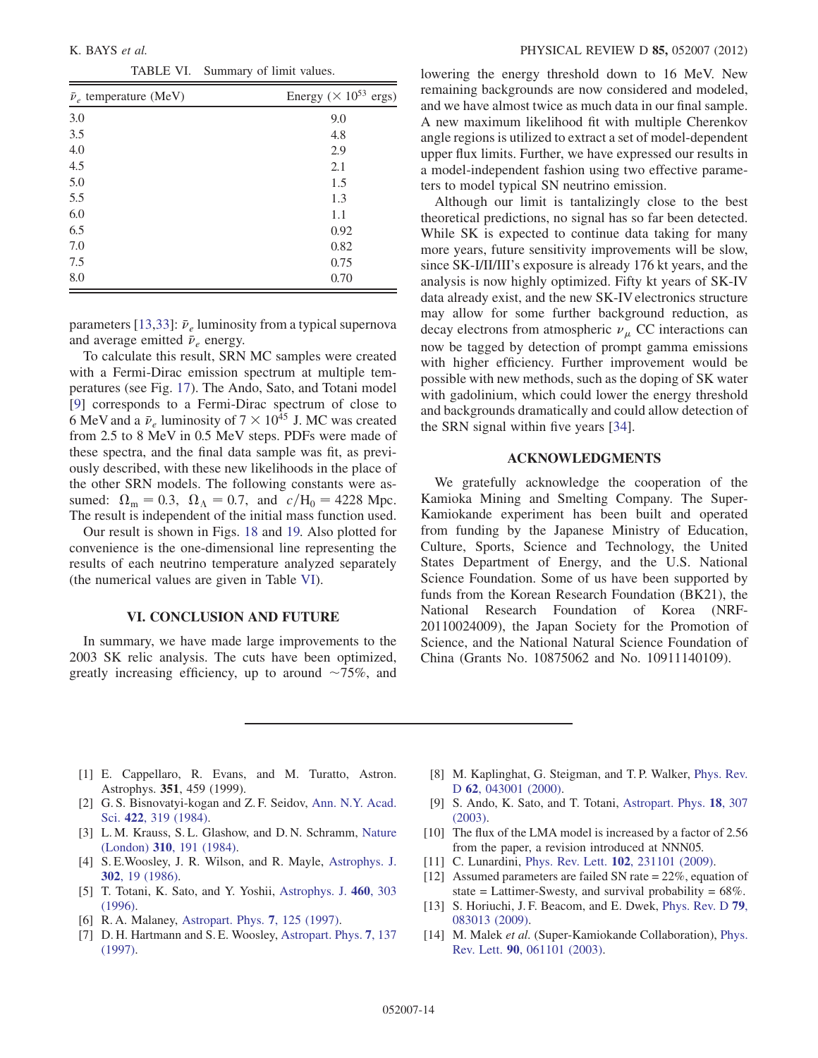TABLE VI. Summary of limit values.

| $\bar{\nu}_e$ temperature (MeV) | Energy ($\times 10^{53}$ ergs) |
| --- | --- |
| 3.0 | 9.0 |
| 3.5 | 4.8 |
| 4.0 | 2.9 |
| 4.5 | 2.1 |
| 5.0 | 1.5 |
| 5.5 | 1.3 |
| 6.0 | 1.1 |
| 6.5 | 0.92 |
| 7.0 | 0.82 |
| 7.5 | 0.75 |
| 8.0 | 0.70 |

parameters [13,33]: $\bar{\nu}_e$ luminosity from a typical supernova and average emitted $\bar{\nu}_e$ energy.

To calculate this result, SRN MC samples were created with a Fermi-Dirac emission spectrum at multiple temperatures (see Fig. 17). The Ando, Sato, and Totani model [9] corresponds to a Fermi-Dirac spectrum of close to 6 MeV and a $\bar{\nu}_e$ luminosity of $7 \times 10^{45}$ J. MC was created from 2.5 to 8 MeV in 0.5 MeV steps. PDFs were made of these spectra, and the final data sample was fit, as previously described, with these new likelihoods in the place of the other SRN models. The following constants were assumed: $\Omega_m = 0.3$, $\Omega_\Lambda = 0.7$, and $c/H_0 = 4228$ Mpc. The result is independent of the initial mass function used.

Our result is shown in Figs. 18 and 19. Also plotted for convenience is the one-dimensional line representing the results of each neutrino temperature analyzed separately (the numerical values are given in Table VI).

## VI. CONCLUSION AND FUTURE

In summary, we have made large improvements to the 2003 SK relic analysis. The cuts have been optimized, greatly increasing efficiency, up to around ~75%, and lowering the energy threshold down to 16 MeV. New remaining backgrounds are now considered and modeled, and we have almost twice as much data in our final sample. A new maximum likelihood fit with multiple Cherenkov angle regions is utilized to extract a set of model-dependent upper flux limits. Further, we have expressed our results in a model-independent fashion using two effective parameters to model typical SN neutrino emission.

Although our limit is tantalizingly close to the best theoretical predictions, no signal has so far been detected. While SK is expected to continue data taking for many more years, future sensitivity improvements will be slow, since SK-I/II/III's exposure is already 176 kt years, and the analysis is now highly optimized. Fifty kt years of SK-IV data already exist, and the new SK-IV electronics structure may allow for some further background reduction, as decay electrons from atmospheric $\nu_\mu$ CC interactions can now be tagged by detection of prompt gamma emissions with higher efficiency. Further improvement would be possible with new methods, such as the doping of SK water with gadolinium, which could lower the energy threshold and backgrounds dramatically and could allow detection of the SRN signal within five years [34].

## ACKNOWLEDGMENTS

We gratefully acknowledge the cooperation of the Kamioka Mining and Smelting Company. The Super-Kamiokande experiment has been built and operated from funding by the Japanese Ministry of Education, Culture, Sports, Science and Technology, the United States Department of Energy, and the U.S. National Science Foundation. Some of us have been supported by funds from the Korean Research Foundation (BK21), the National Research Foundation of Korea (NRF-20110024009), the Japan Society for the Promotion of Science, and the National Natural Science Foundation of China (Grants No. 10875062 and No. 10911140109).

---

[1] E. Cappellaro, R. Evans, and M. Turatto, Astron. Astrophys. **351**, 459 (1999).
[2] G. S. Bisnovatyi-kogan and Z. F. Seidov, Ann. N.Y. Acad. Sci. **422**, 319 (1984).
[3] L. M. Krauss, S. L. Glashow, and D. N. Schramm, Nature (London) **310**, 191 (1984).
[4] S. E.Woosley, J. R. Wilson, and R. Mayle, Astrophys. J. **302**, 19 (1986).
[5] T. Totani, K. Sato, and Y. Yoshii, Astrophys. J. **460**, 303 (1996).
[6] R. A. Malaney, Astropart. Phys. **7**, 125 (1997).
[7] D. H. Hartmann and S. E. Woosley, Astropart. Phys. **7**, 137 (1997).
[8] M. Kaplinghat, G. Steigman, and T. P. Walker, Phys. Rev. D **62**, 043001 (2000).
[9] S. Ando, K. Sato, and T. Totani, Astropart. Phys. **18**, 307 (2003).
[10] The flux of the LMA model is increased by a factor of 2.56 from the paper, a revision introduced at NNN05.
[11] C. Lunardini, Phys. Rev. Lett. **102**, 231101 (2009).
[12] Assumed parameters are failed SN rate = 22%, equation of state = Lattimer-Swesty, and survival probability = 68%.
[13] S. Horiuchi, J. F. Beacom, and E. Dwek, Phys. Rev. D **79**, 083013 (2009).
[14] M. Malek *et al.* (Super-Kamiokande Collaboration), Phys. Rev. Lett. **90**, 061101 (2003).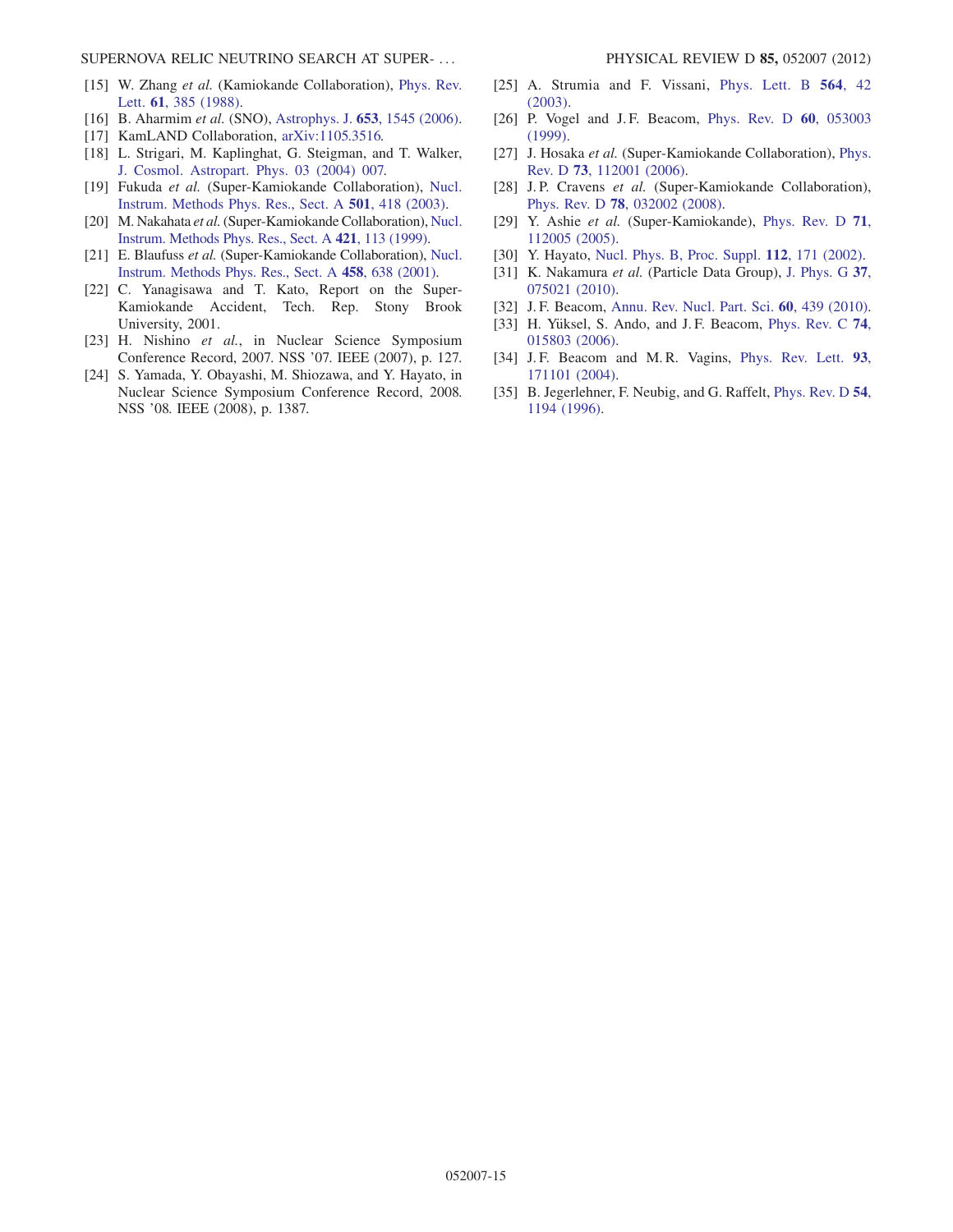[15] W. Zhang *et al.* (Kamiokande Collaboration), Phys. Rev. Lett. **61**, 385 (1988).

[16] B. Aharmim *et al.* (SNO), Astrophys. J. **653**, 1545 (2006).

[17] KamLAND Collaboration, arXiv:1105.3516.

[18] L. Strigari, M. Kaplinghat, G. Steigman, and T. Walker, J. Cosmol. Astropart. Phys. 03 (2004) 007.

[19] Fukuda *et al.* (Super-Kamiokande Collaboration), Nucl. Instrum. Methods Phys. Res., Sect. A **501**, 418 (2003).

[20] M. Nakahata *et al.* (Super-Kamiokande Collaboration), Nucl. Instrum. Methods Phys. Res., Sect. A **421**, 113 (1999).

[21] E. Blaufuss *et al.* (Super-Kamiokande Collaboration), Nucl. Instrum. Methods Phys. Res., Sect. A **458**, 638 (2001).

[22] C. Yanagisawa and T. Kato, Report on the Super-Kamiokande Accident, Tech. Rep. Stony Brook University, 2001.

[23] H. Nishino *et al.*, in Nuclear Science Symposium Conference Record, 2007. NSS '07. IEEE (2007), p. 127.

[24] S. Yamada, Y. Obayashi, M. Shiozawa, and Y. Hayato, in Nuclear Science Symposium Conference Record, 2008. NSS '08. IEEE (2008), p. 1387.

[25] A. Strumia and F. Vissani, Phys. Lett. B **564**, 42 (2003).

[26] P. Vogel and J. F. Beacom, Phys. Rev. D **60**, 053003 (1999).

[27] J. Hosaka *et al.* (Super-Kamiokande Collaboration), Phys. Rev. D **73**, 112001 (2006).

[28] J. P. Cravens *et al.* (Super-Kamiokande Collaboration), Phys. Rev. D **78**, 032002 (2008).

[29] Y. Ashie *et al.* (Super-Kamiokande), Phys. Rev. D **71**, 112005 (2005).

[30] Y. Hayato, Nucl. Phys. B, Proc. Suppl. **112**, 171 (2002).

[31] K. Nakamura *et al.* (Particle Data Group), J. Phys. G **37**, 075021 (2010).

[32] J. F. Beacom, Annu. Rev. Nucl. Part. Sci. **60**, 439 (2010).

[33] H. Yüksel, S. Ando, and J. F. Beacom, Phys. Rev. C **74**, 015803 (2006).

[34] J. F. Beacom and M. R. Vagins, Phys. Rev. Lett. **93**, 171101 (2004).

[35] B. Jegerlehner, F. Neubig, and G. Raffelt, Phys. Rev. D **54**, 1194 (1996).